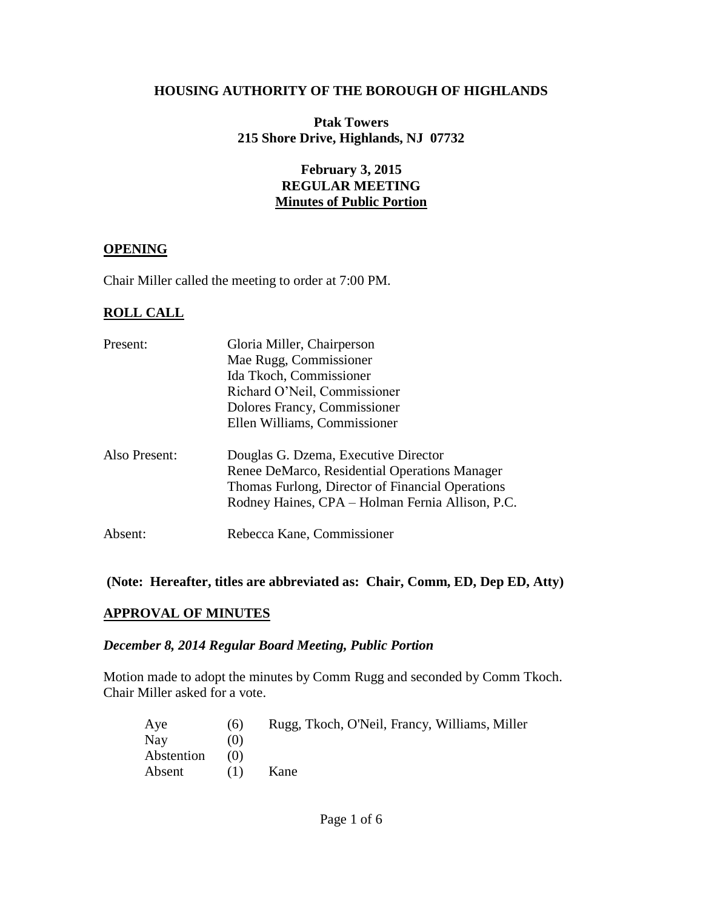# HOUSING AUTHORITY OF THE BOROUGH OF HIGHLANDS

**Ptak Towers**
**215 Shore Drive, Highlands, NJ 07732**

**February 3, 2015**
**REGULAR MEETING**
**Minutes of Public Portion**

## OPENING

Chair Miller called the meeting to order at 7:00 PM.

## ROLL CALL

| | |
|---|---|
| Present: | Gloria Miller, Chairperson |
| | Mae Rugg, Commissioner |
| | Ida Tkoch, Commissioner |
| | Richard O'Neil, Commissioner |
| | Dolores Francy, Commissioner |
| | Ellen Williams, Commissioner |
| Also Present: | Douglas G. Dzema, Executive Director |
| | Renee DeMarco, Residential Operations Manager |
| | Thomas Furlong, Director of Financial Operations |
| | Rodney Haines, CPA – Holman Fernia Allison, P.C. |
| Absent: | Rebecca Kane, Commissioner |

**(Note: Hereafter, titles are abbreviated as: Chair, Comm, ED, Dep ED, Atty)**

## APPROVAL OF MINUTES

### *December 8, 2014 Regular Board Meeting, Public Portion*

Motion made to adopt the minutes by Comm Rugg and seconded by Comm Tkoch. Chair Miller asked for a vote.

| | | |
|---|---|---|
| Aye | (6) | Rugg, Tkoch, O'Neil, Francy, Williams, Miller |
| Nay | (0) | |
| Abstention | (0) | |
| Absent | (1) | Kane |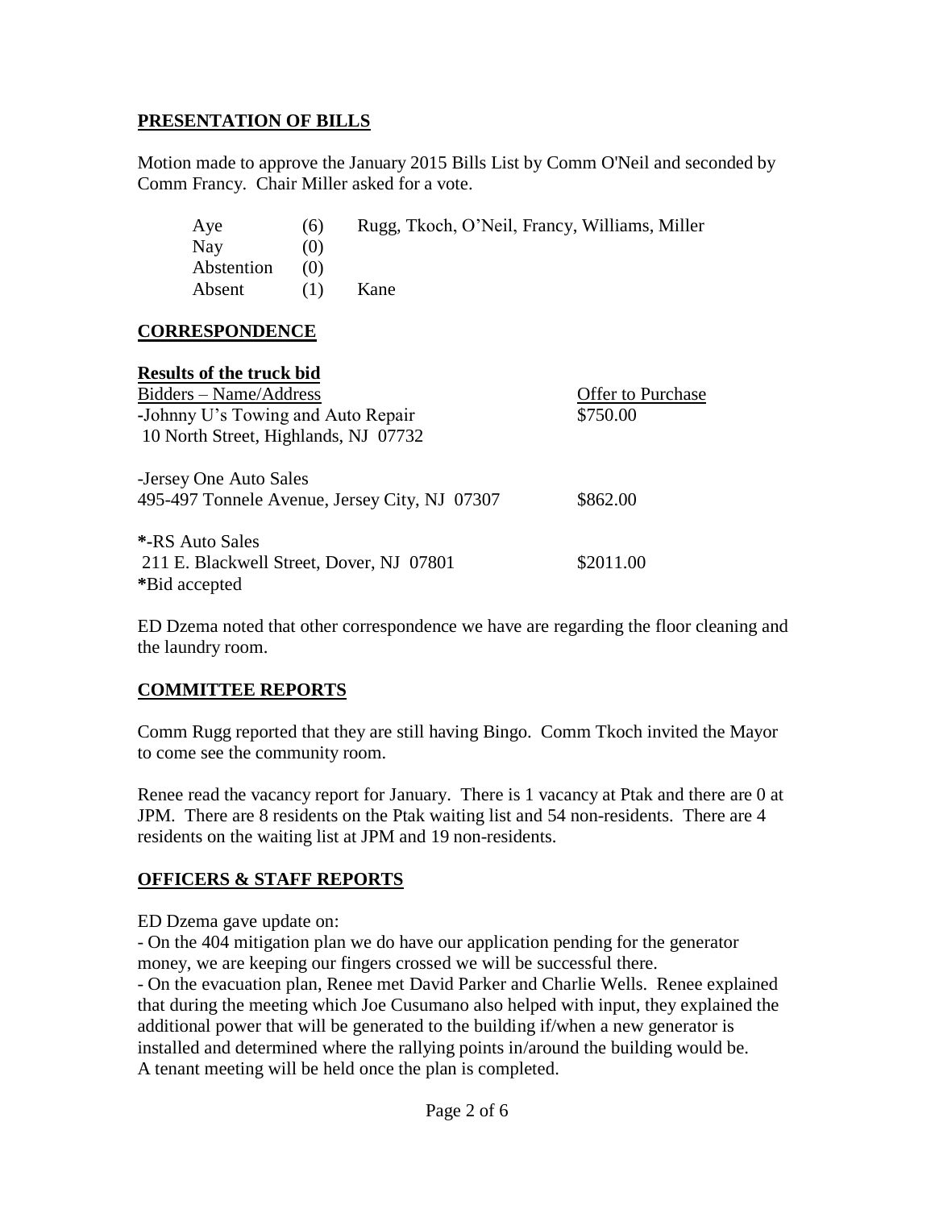## PRESENTATION OF BILLS

Motion made to approve the January 2015 Bills List by Comm O'Neil and seconded by Comm Francy. Chair Miller asked for a vote.

| | | |
|---|---|---|
| Aye | (6) | Rugg, Tkoch, O'Neil, Francy, Williams, Miller |
| Nay | (0) | |
| Abstention | (0) | |
| Absent | (1) | Kane |

## CORRESPONDENCE

**Results of the truck bid**

| Bidders – Name/Address | Offer to Purchase |
|---|---|
| -Johnny U's Towing and Auto Repair 10 North Street, Highlands, NJ 07732 | \$750.00 |
| -Jersey One Auto Sales 495-497 Tonnele Avenue, Jersey City, NJ 07307 | \$862.00 |
| *-RS Auto Sales 211 E. Blackwell Street, Dover, NJ 07801 | \$2011.00 |

*Bid accepted

ED Dzema noted that other correspondence we have are regarding the floor cleaning and the laundry room.

## COMMITTEE REPORTS

Comm Rugg reported that they are still having Bingo. Comm Tkoch invited the Mayor to come see the community room.

Renee read the vacancy report for January. There is 1 vacancy at Ptak and there are 0 at JPM. There are 8 residents on the Ptak waiting list and 54 non-residents. There are 4 residents on the waiting list at JPM and 19 non-residents.

## OFFICERS & STAFF REPORTS

ED Dzema gave update on:

- On the 404 mitigation plan we do have our application pending for the generator money, we are keeping our fingers crossed we will be successful there.
- On the evacuation plan, Renee met David Parker and Charlie Wells. Renee explained that during the meeting which Joe Cusumano also helped with input, they explained the additional power that will be generated to the building if/when a new generator is installed and determined where the rallying points in/around the building would be. A tenant meeting will be held once the plan is completed.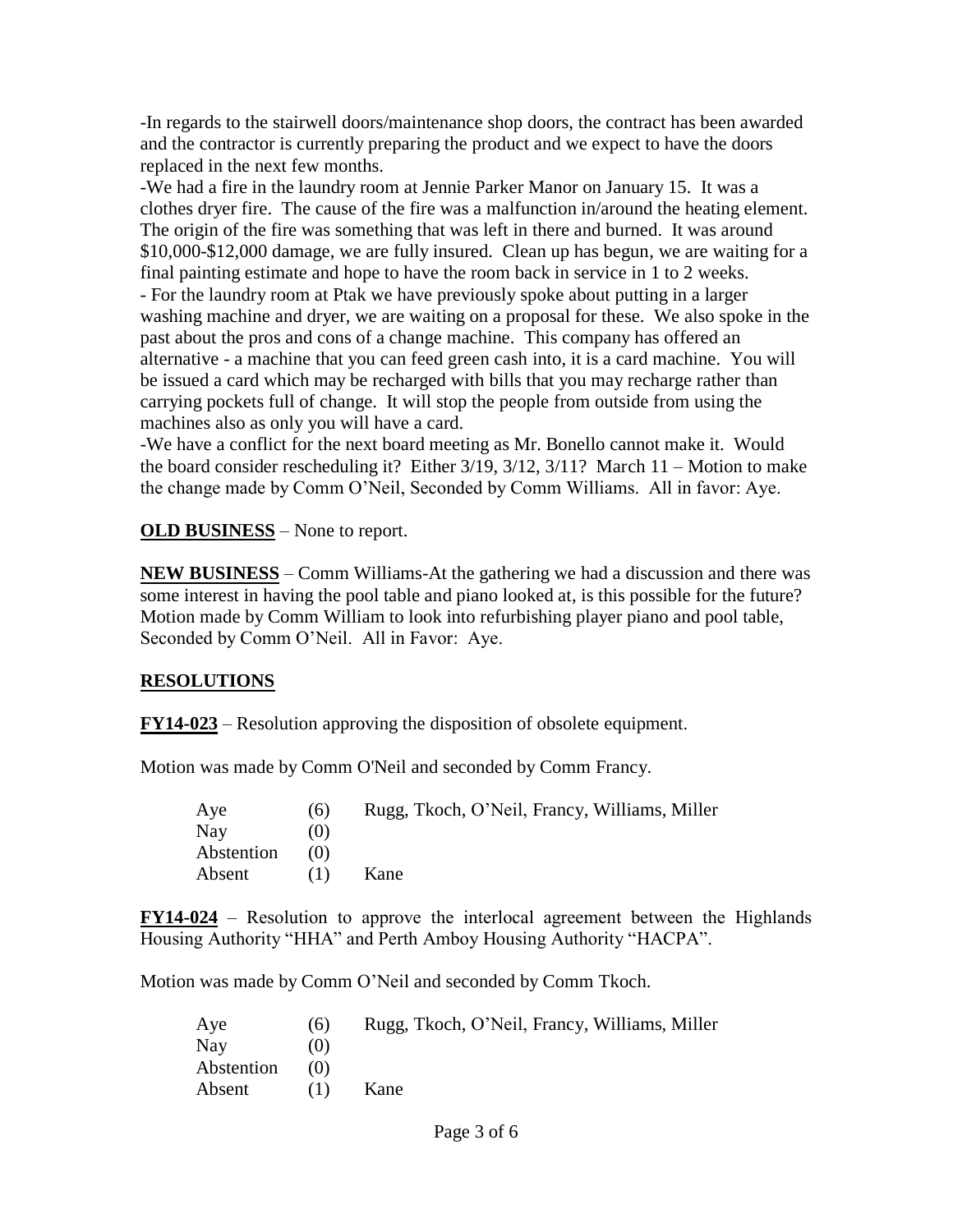-In regards to the stairwell doors/maintenance shop doors, the contract has been awarded and the contractor is currently preparing the product and we expect to have the doors replaced in the next few months.

-We had a fire in the laundry room at Jennie Parker Manor on January 15. It was a clothes dryer fire. The cause of the fire was a malfunction in/around the heating element. The origin of the fire was something that was left in there and burned. It was around $10,000-$12,000 damage, we are fully insured. Clean up has begun, we are waiting for a final painting estimate and hope to have the room back in service in 1 to 2 weeks.

- For the laundry room at Ptak we have previously spoke about putting in a larger washing machine and dryer, we are waiting on a proposal for these. We also spoke in the past about the pros and cons of a change machine. This company has offered an alternative - a machine that you can feed green cash into, it is a card machine. You will be issued a card which may be recharged with bills that you may recharge rather than carrying pockets full of change. It will stop the people from outside from using the machines also as only you will have a card.

-We have a conflict for the next board meeting as Mr. Bonello cannot make it. Would the board consider rescheduling it? Either 3/19, 3/12, 3/11? March 11 – Motion to make the change made by Comm O'Neil, Seconded by Comm Williams. All in favor: Aye.

**OLD BUSINESS** – None to report.

**NEW BUSINESS** – Comm Williams-At the gathering we had a discussion and there was some interest in having the pool table and piano looked at, is this possible for the future? Motion made by Comm William to look into refurbishing player piano and pool table, Seconded by Comm O'Neil. All in Favor: Aye.

**RESOLUTIONS**

**FY14-023** – Resolution approving the disposition of obsolete equipment.

Motion was made by Comm O'Neil and seconded by Comm Francy.

| | | |
|---|---|---|
| Aye | (6) | Rugg, Tkoch, O'Neil, Francy, Williams, Miller |
| Nay | (0) | |
| Abstention | (0) | |
| Absent | (1) | Kane |

**FY14-024** – Resolution to approve the interlocal agreement between the Highlands Housing Authority "HHA" and Perth Amboy Housing Authority "HACPA".

Motion was made by Comm O'Neil and seconded by Comm Tkoch.

| | | |
|---|---|---|
| Aye | (6) | Rugg, Tkoch, O'Neil, Francy, Williams, Miller |
| Nay | (0) | |
| Abstention | (0) | |
| Absent | (1) | Kane |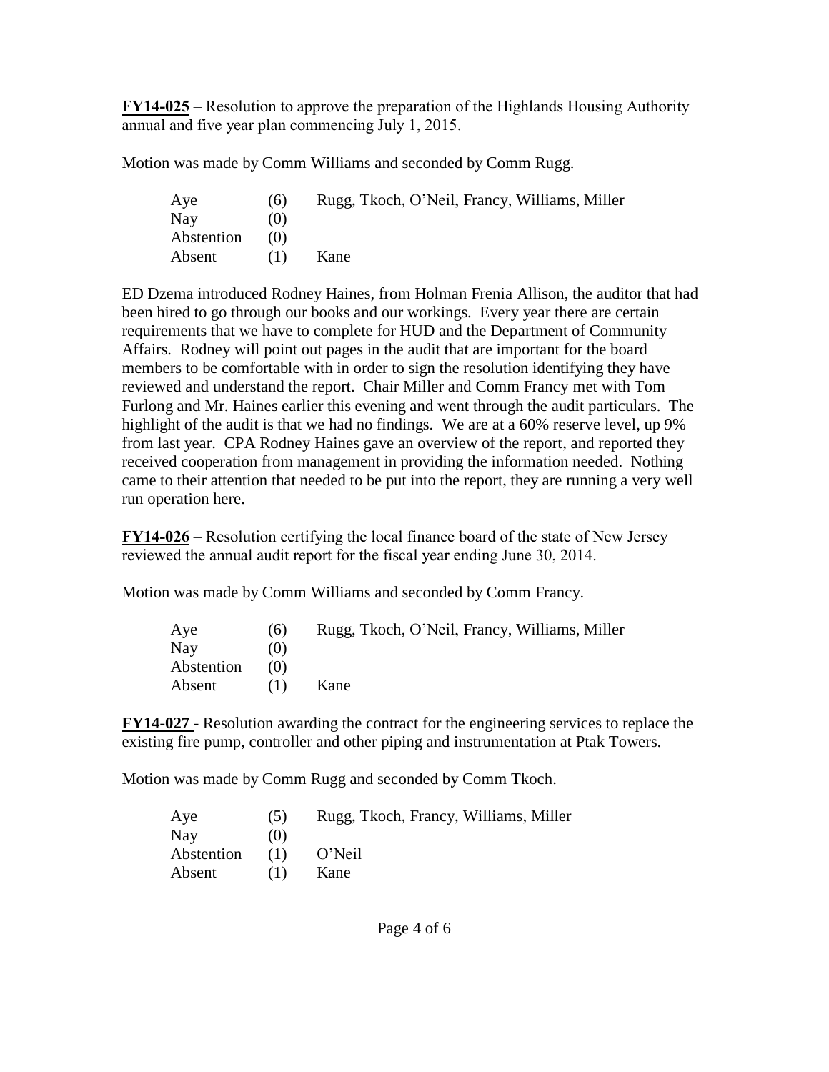**FY14-025** – Resolution to approve the preparation of the Highlands Housing Authority annual and five year plan commencing July 1, 2015.

Motion was made by Comm Williams and seconded by Comm Rugg.

| | | |
|---|---|---|
| Aye | (6) | Rugg, Tkoch, O'Neil, Francy, Williams, Miller |
| Nay | (0) | |
| Abstention | (0) | |
| Absent | (1) | Kane |

ED Dzema introduced Rodney Haines, from Holman Frenia Allison, the auditor that had been hired to go through our books and our workings. Every year there are certain requirements that we have to complete for HUD and the Department of Community Affairs. Rodney will point out pages in the audit that are important for the board members to be comfortable with in order to sign the resolution identifying they have reviewed and understand the report. Chair Miller and Comm Francy met with Tom Furlong and Mr. Haines earlier this evening and went through the audit particulars. The highlight of the audit is that we had no findings. We are at a 60% reserve level, up 9% from last year. CPA Rodney Haines gave an overview of the report, and reported they received cooperation from management in providing the information needed. Nothing came to their attention that needed to be put into the report, they are running a very well run operation here.

**FY14-026** – Resolution certifying the local finance board of the state of New Jersey reviewed the annual audit report for the fiscal year ending June 30, 2014.

Motion was made by Comm Williams and seconded by Comm Francy.

| | | |
|---|---|---|
| Aye | (6) | Rugg, Tkoch, O'Neil, Francy, Williams, Miller |
| Nay | (0) | |
| Abstention | (0) | |
| Absent | (1) | Kane |

**FY14-027** - Resolution awarding the contract for the engineering services to replace the existing fire pump, controller and other piping and instrumentation at Ptak Towers.

Motion was made by Comm Rugg and seconded by Comm Tkoch.

| | | |
|---|---|---|
| Aye | (5) | Rugg, Tkoch, Francy, Williams, Miller |
| Nay | (0) | |
| Abstention | (1) | O'Neil |
| Absent | (1) | Kane |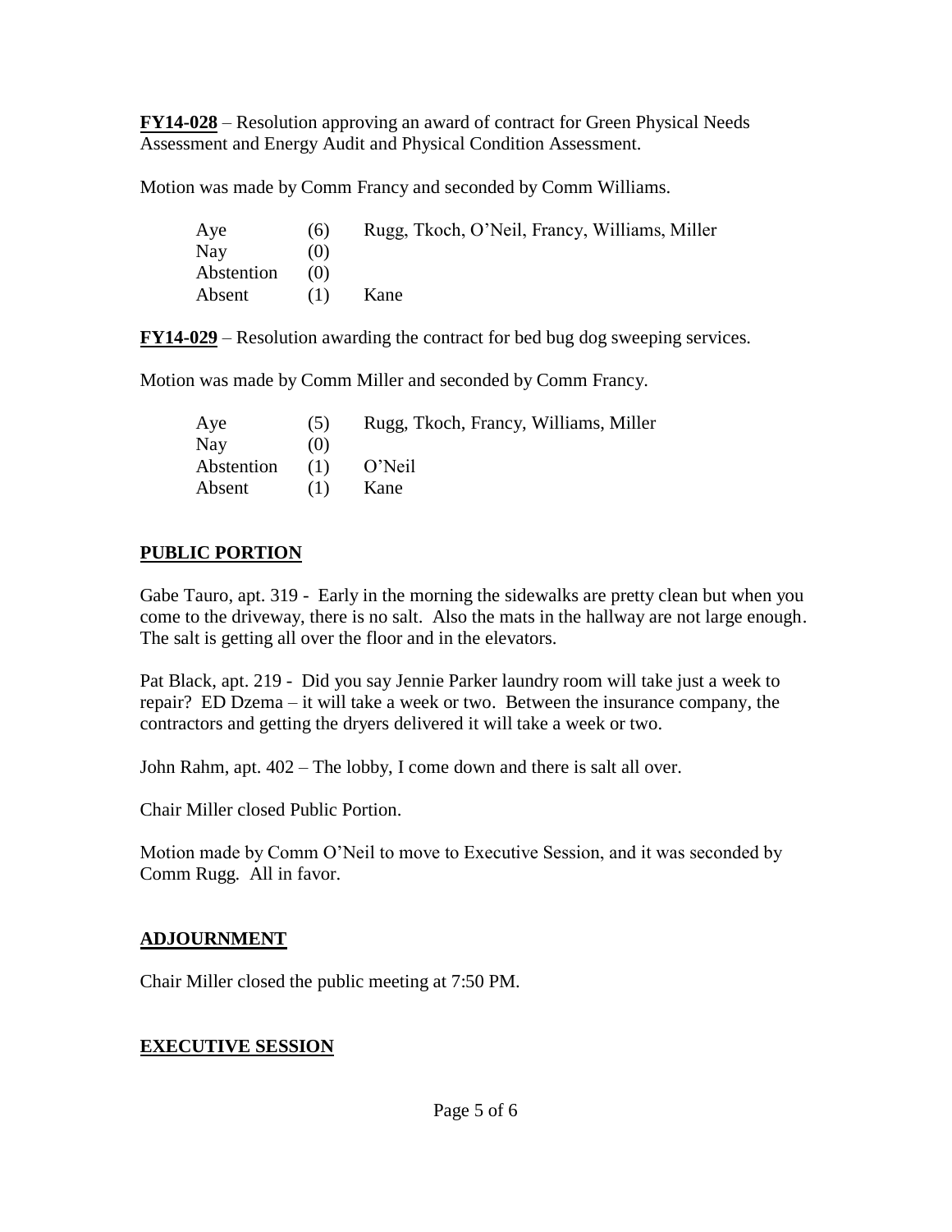**FY14-028** – Resolution approving an award of contract for Green Physical Needs Assessment and Energy Audit and Physical Condition Assessment.

Motion was made by Comm Francy and seconded by Comm Williams.

| | | |
|---|---|---|
| Aye | (6) | Rugg, Tkoch, O'Neil, Francy, Williams, Miller |
| Nay | (0) | |
| Abstention | (0) | |
| Absent | (1) | Kane |

**FY14-029** – Resolution awarding the contract for bed bug dog sweeping services.

Motion was made by Comm Miller and seconded by Comm Francy.

| | | |
|---|---|---|
| Aye | (5) | Rugg, Tkoch, Francy, Williams, Miller |
| Nay | (0) | |
| Abstention | (1) | O'Neil |
| Absent | (1) | Kane |

## PUBLIC PORTION

Gabe Tauro, apt. 319 - Early in the morning the sidewalks are pretty clean but when you come to the driveway, there is no salt. Also the mats in the hallway are not large enough. The salt is getting all over the floor and in the elevators.

Pat Black, apt. 219 - Did you say Jennie Parker laundry room will take just a week to repair? ED Dzema – it will take a week or two. Between the insurance company, the contractors and getting the dryers delivered it will take a week or two.

John Rahm, apt. 402 – The lobby, I come down and there is salt all over.

Chair Miller closed Public Portion.

Motion made by Comm O'Neil to move to Executive Session, and it was seconded by Comm Rugg. All in favor.

## ADJOURNMENT

Chair Miller closed the public meeting at 7:50 PM.

## EXECUTIVE SESSION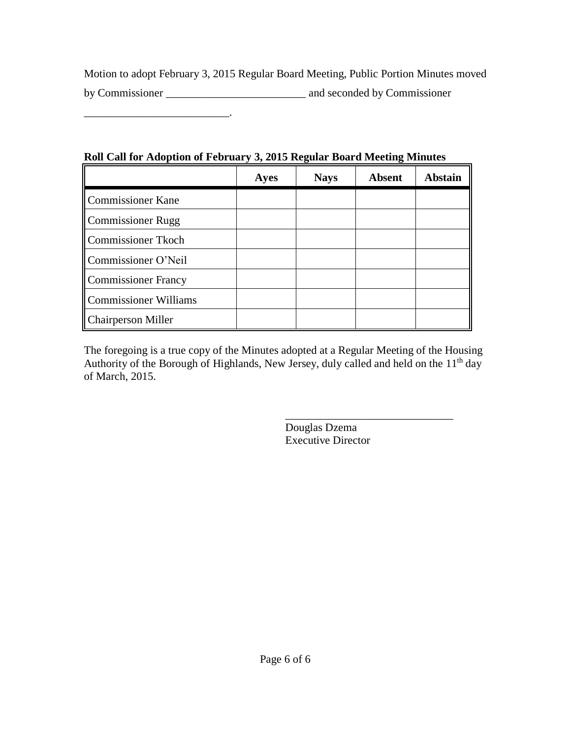Motion to adopt February 3, 2015 Regular Board Meeting, Public Portion Minutes moved by Commissioner _________________________ and seconded by Commissioner _________________________.

**Roll Call for Adoption of February 3, 2015 Regular Board Meeting Minutes**

| | Ayes | Nays | Absent | Abstain |
|---|---|---|---|---|
| Commissioner Kane | | | | |
| Commissioner Rugg | | | | |
| Commissioner Tkoch | | | | |
| Commissioner O'Neil | | | | |
| Commissioner Francy | | | | |
| Commissioner Williams | | | | |
| Chairperson Miller | | | | |

The foregoing is a true copy of the Minutes adopted at a Regular Meeting of the Housing Authority of the Borough of Highlands, New Jersey, duly called and held on the 11th day of March, 2015.

______________________________
Douglas Dzema
Executive Director